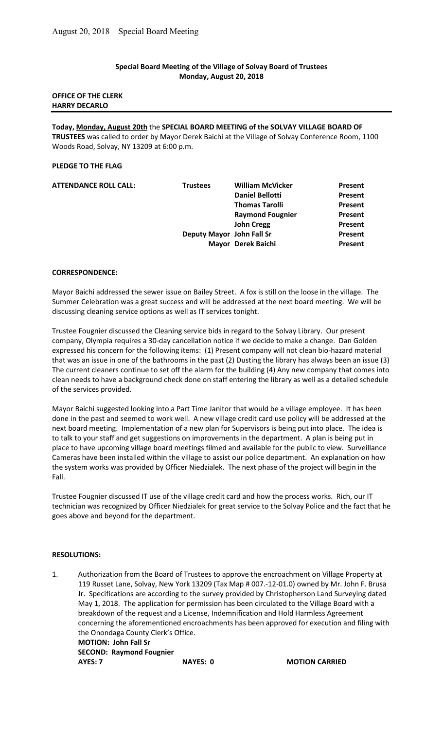**Special Board Meeting of the Village of Solvay Board of Trustees**
**Monday, August 20, 2018**

**OFFICE OF THE CLERK**
**HARRY DECARLO**

**Today, Monday, August 20th** the **SPECIAL BOARD MEETING of the SOLVAY VILLAGE BOARD OF TRUSTEES** was called to order by Mayor Derek Baichi at the Village of Solvay Conference Room, 1100 Woods Road, Solvay, NY 13209 at 6:00 p.m.

**PLEDGE TO THE FLAG**

| **ATTENDANCE ROLL CALL:** | **Trustees** | **William McVicker** | **Present** |
|---|---|---|---|
| | | **Daniel Bellotti** | **Present** |
| | | **Thomas Tarolli** | **Present** |
| | | **Raymond Fougnier** | **Present** |
| | | **John Cregg** | **Present** |
| | **Deputy Mayor** | **John Fall Sr** | **Present** |
| | **Mayor** | **Derek Baichi** | **Present** |

**CORRESPONDENCE:**

Mayor Baichi addressed the sewer issue on Bailey Street. A fox is still on the loose in the village. The Summer Celebration was a great success and will be addressed at the next board meeting. We will be discussing cleaning service options as well as IT services tonight.

Trustee Fougnier discussed the Cleaning service bids in regard to the Solvay Library. Our present company, Olympia requires a 30-day cancellation notice if we decide to make a change. Dan Golden expressed his concern for the following items: (1) Present company will not clean bio-hazard material that was an issue in one of the bathrooms in the past (2) Dusting the library has always been an issue (3) The current cleaners continue to set off the alarm for the building (4) Any new company that comes into clean needs to have a background check done on staff entering the library as well as a detailed schedule of the services provided.

Mayor Baichi suggested looking into a Part Time Janitor that would be a village employee. It has been done in the past and seemed to work well. A new village credit card use policy will be addressed at the next board meeting. Implementation of a new plan for Supervisors is being put into place. The idea is to talk to your staff and get suggestions on improvements in the department. A plan is being put in place to have upcoming village board meetings filmed and available for the public to view. Surveillance Cameras have been installed within the village to assist our police department. An explanation on how the system works was provided by Officer Niedzialek. The next phase of the project will begin in the Fall.

Trustee Fougnier discussed IT use of the village credit card and how the process works. Rich, our IT technician was recognized by Officer Niedzialek for great service to the Solvay Police and the fact that he goes above and beyond for the department.

**RESOLUTIONS:**

1. Authorization from the Board of Trustees to approve the encroachment on Village Property at 119 Russet Lane, Solvay, New York 13209 (Tax Map # 007.-12-01.0) owned by Mr. John F. Brusa Jr. Specifications are according to the survey provided by Christopherson Land Surveying dated May 1, 2018. The application for permission has been circulated to the Village Board with a breakdown of the request and a License, Indemnification and Hold Harmless Agreement concerning the aforementioned encroachments has been approved for execution and filing with the Onondaga County Clerk's Office.
   **MOTION: John Fall Sr**
   **SECOND: Raymond Fougnier**
   **AYES: 7** **NAYES: 0** **MOTION CARRIED**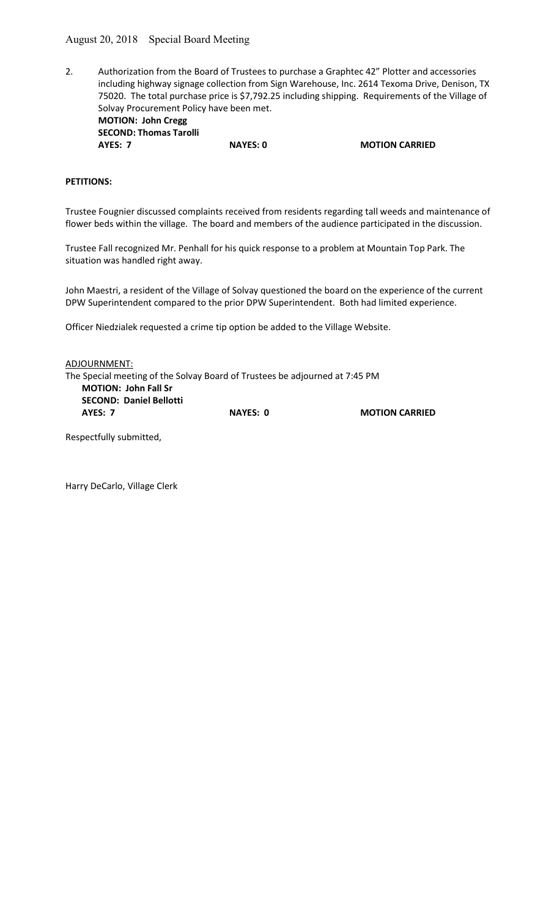2. Authorization from the Board of Trustees to purchase a Graphtec 42" Plotter and accessories including highway signage collection from Sign Warehouse, Inc. 2614 Texoma Drive, Denison, TX 75020. The total purchase price is $7,792.25 including shipping. Requirements of the Village of Solvay Procurement Policy have been met.

**MOTION: John Cregg**
**SECOND: Thomas Tarolli**
**AYES: 7** **NAYES: 0** **MOTION CARRIED**

**PETITIONS:**

Trustee Fougnier discussed complaints received from residents regarding tall weeds and maintenance of flower beds within the village. The board and members of the audience participated in the discussion.

Trustee Fall recognized Mr. Penhall for his quick response to a problem at Mountain Top Park. The situation was handled right away.

John Maestri, a resident of the Village of Solvay questioned the board on the experience of the current DPW Superintendent compared to the prior DPW Superintendent. Both had limited experience.

Officer Niedzialek requested a crime tip option be added to the Village Website.

ADJOURNMENT:

The Special meeting of the Solvay Board of Trustees be adjourned at 7:45 PM

**MOTION: John Fall Sr**
**SECOND: Daniel Bellotti**
**AYES: 7** **NAYES: 0** **MOTION CARRIED**

Respectfully submitted,

Harry DeCarlo, Village Clerk